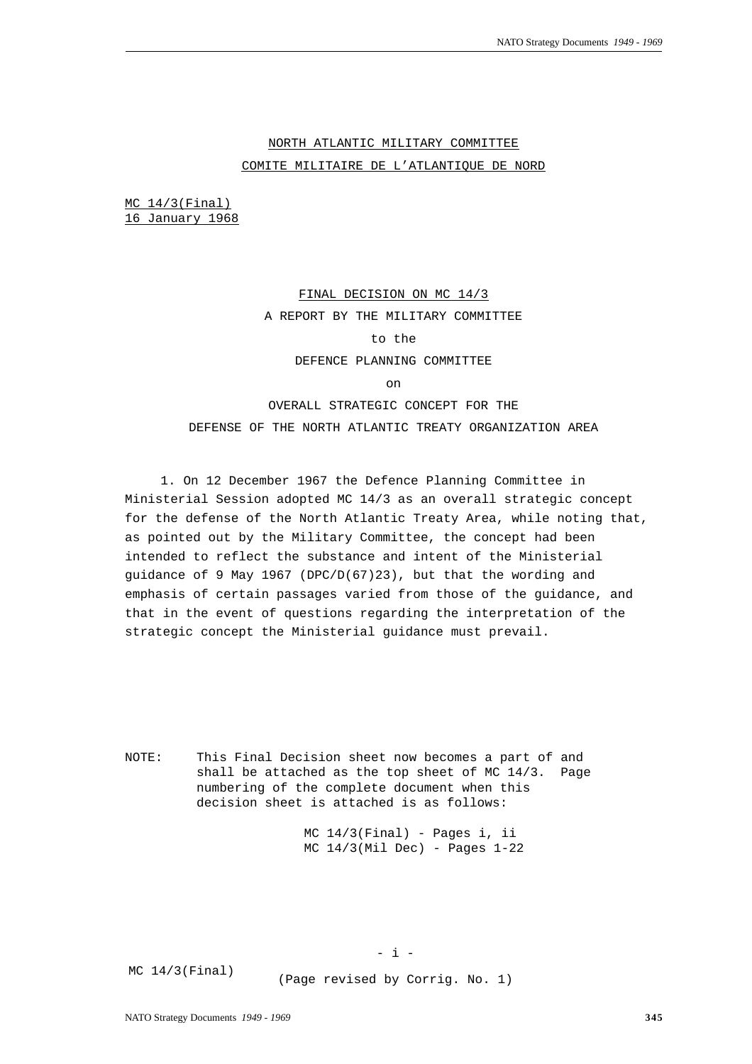NORTH ATLANTIC MILITARY COMMITTEE

COMITE MILITAIRE DE L'ATLANTIQUE DE NORD

MC 14/3(Final)
16 January 1968

# FINAL DECISION ON MC 14/3

A REPORT BY THE MILITARY COMMITTEE

to the

DEFENCE PLANNING COMMITTEE

on

OVERALL STRATEGIC CONCEPT FOR THE

DEFENSE OF THE NORTH ATLANTIC TREATY ORGANIZATION AREA

1. On 12 December 1967 the Defence Planning Committee in Ministerial Session adopted MC 14/3 as an overall strategic concept for the defense of the North Atlantic Treaty Area, while noting that, as pointed out by the Military Committee, the concept had been intended to reflect the substance and intent of the Ministerial guidance of 9 May 1967 (DPC/D(67)23), but that the wording and emphasis of certain passages varied from those of the guidance, and that in the event of questions regarding the interpretation of the strategic concept the Ministerial guidance must prevail.

NOTE: This Final Decision sheet now becomes a part of and shall be attached as the top sheet of MC 14/3. Page numbering of the complete document when this decision sheet is attached is as follows:

MC 14/3(Final) - Pages i, ii
MC 14/3(Mil Dec) - Pages 1-22

MC 14/3(Final)

(Page revised by Corrig. No. 1)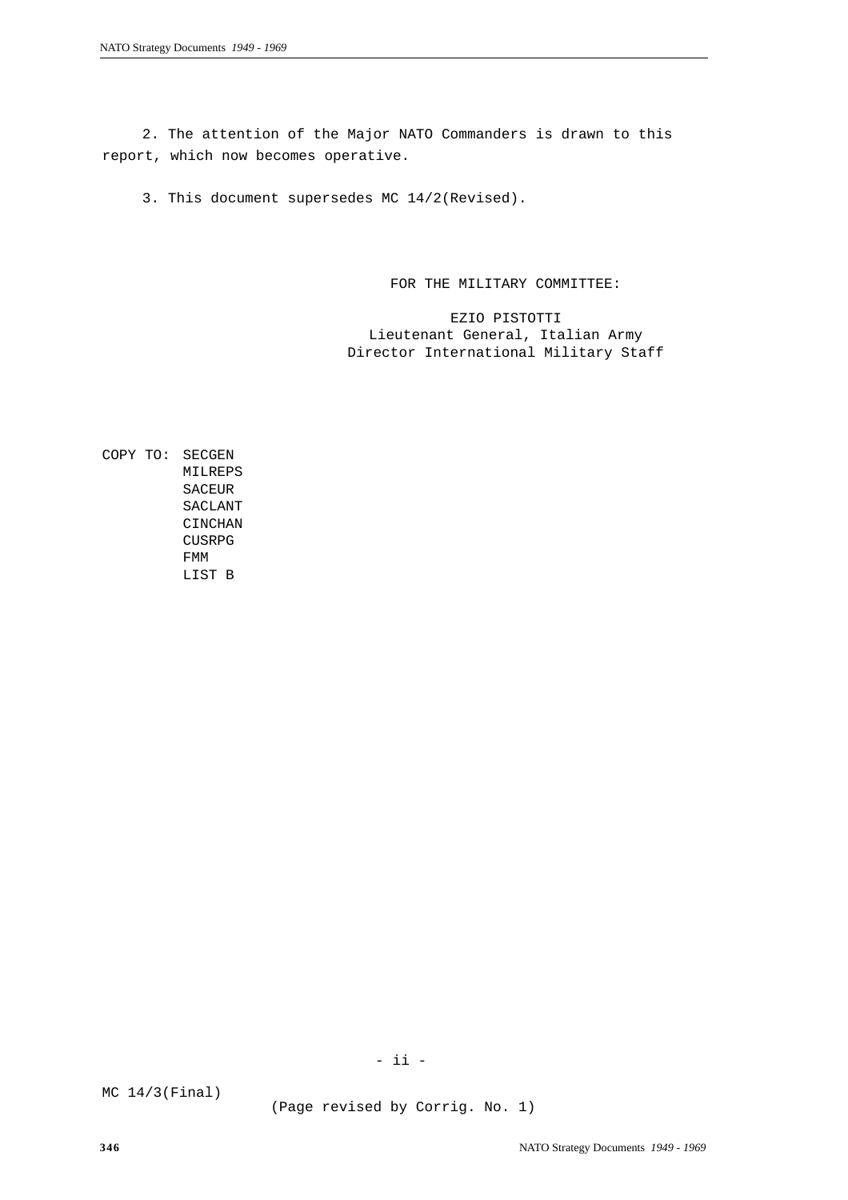2. The attention of the Major NATO Commanders is drawn to this report, which now becomes operative.

3. This document supersedes MC 14/2(Revised).

FOR THE MILITARY COMMITTEE:

EZIO PISTOTTI
Lieutenant General, Italian Army
Director International Military Staff

COPY TO: SECGEN
MILREPS
SACEUR
SACLANT
CINCHAN
CUSRPG
FMM
LIST B

- ii -

MC 14/3(Final)

(Page revised by Corrig. No. 1)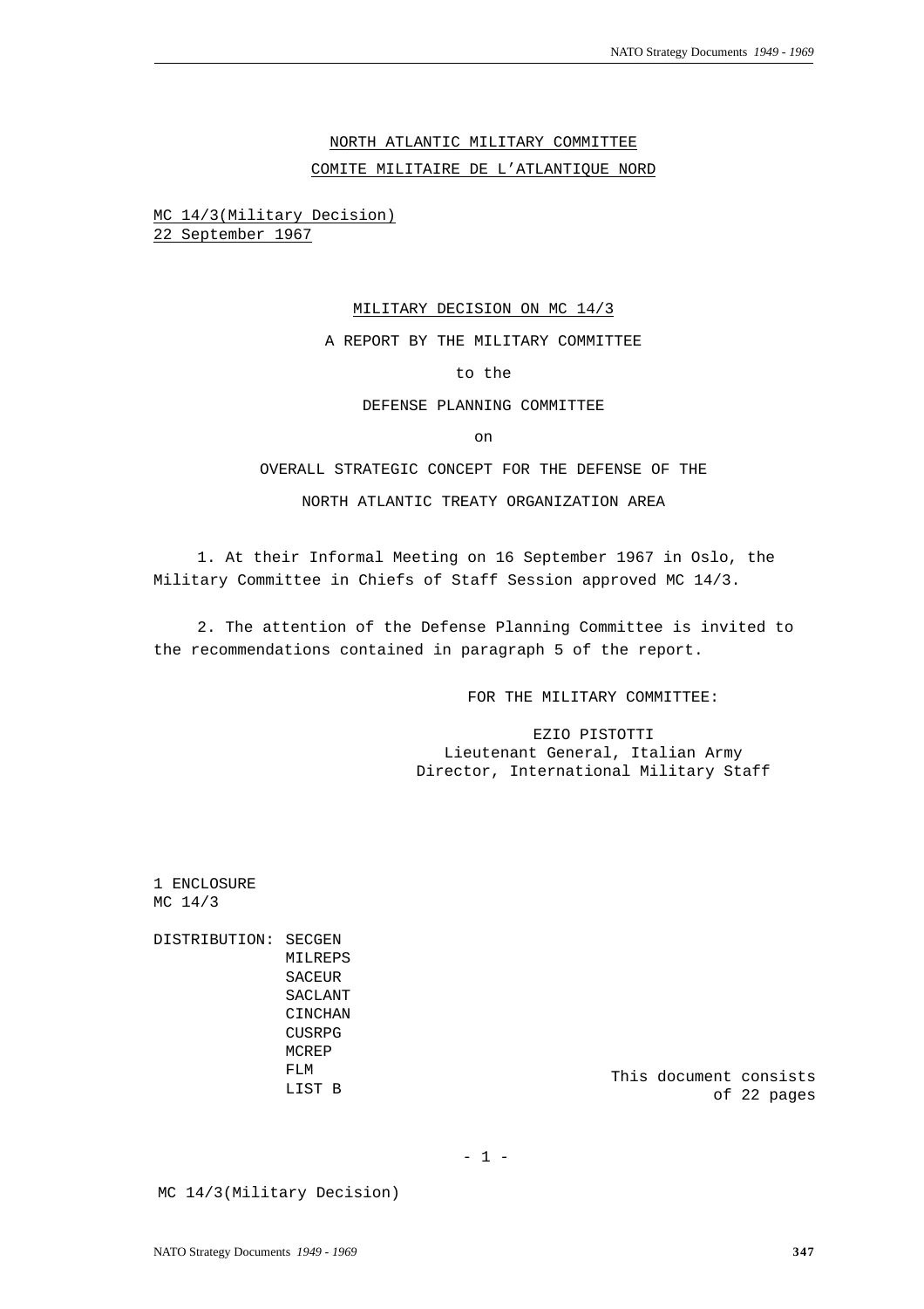NORTH ATLANTIC MILITARY COMMITTEE

COMITE MILITAIRE DE L'ATLANTIQUE NORD

MC 14/3(Military Decision)
22 September 1967

MILITARY DECISION ON MC 14/3

A REPORT BY THE MILITARY COMMITTEE

to the

DEFENSE PLANNING COMMITTEE

on

OVERALL STRATEGIC CONCEPT FOR THE DEFENSE OF THE

NORTH ATLANTIC TREATY ORGANIZATION AREA

1. At their Informal Meeting on 16 September 1967 in Oslo, the Military Committee in Chiefs of Staff Session approved MC 14/3.

2. The attention of the Defense Planning Committee is invited to the recommendations contained in paragraph 5 of the report.

FOR THE MILITARY COMMITTEE:

EZIO PISTOTTI
Lieutenant General, Italian Army
Director, International Military Staff

1 ENCLOSURE
MC 14/3

DISTRIBUTION: SECGEN
MILREPS
SACEUR
SACLANT
CINCHAN
CUSRPG
MCREP
FLM
LIST B

This document consists of 22 pages

MC 14/3(Military Decision)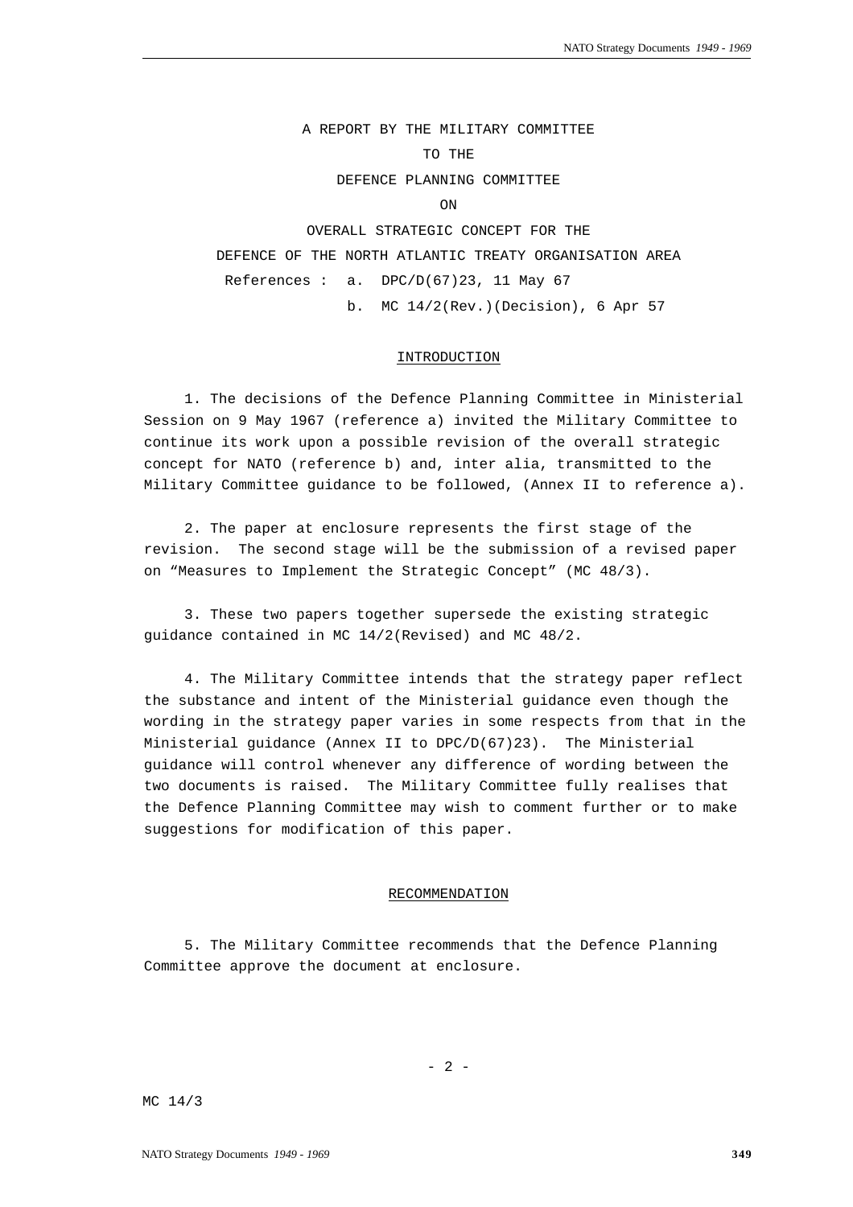A REPORT BY THE MILITARY COMMITTEE

TO THE

DEFENCE PLANNING COMMITTEE

ON

OVERALL STRATEGIC CONCEPT FOR THE

DEFENCE OF THE NORTH ATLANTIC TREATY ORGANISATION AREA

References : a. DPC/D(67)23, 11 May 67

b. MC 14/2(Rev.)(Decision), 6 Apr 57

## INTRODUCTION

1. The decisions of the Defence Planning Committee in Ministerial Session on 9 May 1967 (reference a) invited the Military Committee to continue its work upon a possible revision of the overall strategic concept for NATO (reference b) and, inter alia, transmitted to the Military Committee guidance to be followed, (Annex II to reference a).

2. The paper at enclosure represents the first stage of the revision. The second stage will be the submission of a revised paper on "Measures to Implement the Strategic Concept" (MC 48/3).

3. These two papers together supersede the existing strategic guidance contained in MC 14/2(Revised) and MC 48/2.

4. The Military Committee intends that the strategy paper reflect the substance and intent of the Ministerial guidance even though the wording in the strategy paper varies in some respects from that in the Ministerial guidance (Annex II to DPC/D(67)23). The Ministerial guidance will control whenever any difference of wording between the two documents is raised. The Military Committee fully realises that the Defence Planning Committee may wish to comment further or to make suggestions for modification of this paper.

## RECOMMENDATION

5. The Military Committee recommends that the Defence Planning Committee approve the document at enclosure.

MC 14/3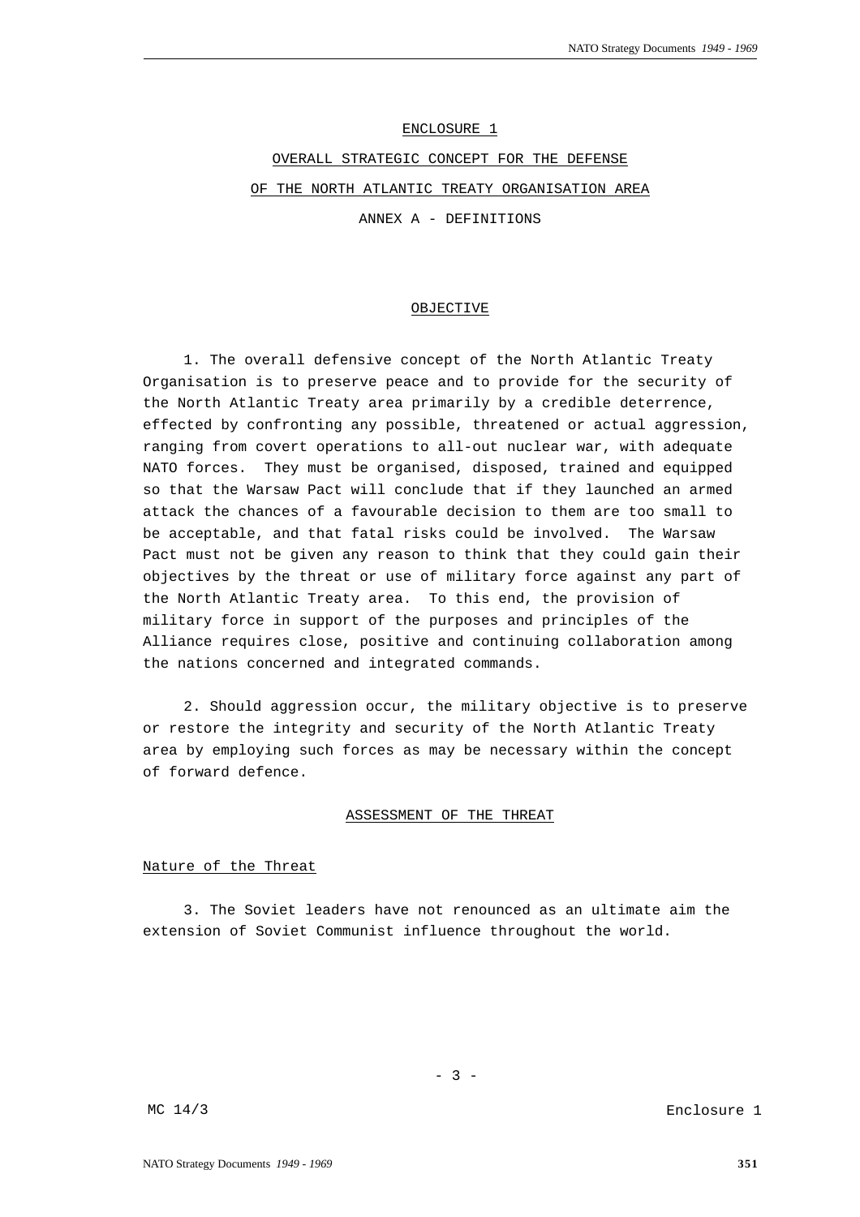ENCLOSURE 1

OVERALL STRATEGIC CONCEPT FOR THE DEFENSE

OF THE NORTH ATLANTIC TREATY ORGANISATION AREA

ANNEX A - DEFINITIONS

## OBJECTIVE

1. The overall defensive concept of the North Atlantic Treaty Organisation is to preserve peace and to provide for the security of the North Atlantic Treaty area primarily by a credible deterrence, effected by confronting any possible, threatened or actual aggression, ranging from covert operations to all-out nuclear war, with adequate NATO forces. They must be organised, disposed, trained and equipped so that the Warsaw Pact will conclude that if they launched an armed attack the chances of a favourable decision to them are too small to be acceptable, and that fatal risks could be involved. The Warsaw Pact must not be given any reason to think that they could gain their objectives by the threat or use of military force against any part of the North Atlantic Treaty area. To this end, the provision of military force in support of the purposes and principles of the Alliance requires close, positive and continuing collaboration among the nations concerned and integrated commands.

2. Should aggression occur, the military objective is to preserve or restore the integrity and security of the North Atlantic Treaty area by employing such forces as may be necessary within the concept of forward defence.

## ASSESSMENT OF THE THREAT

### Nature of the Threat

3. The Soviet leaders have not renounced as an ultimate aim the extension of Soviet Communist influence throughout the world.

- 3 -

MC 14/3 Enclosure 1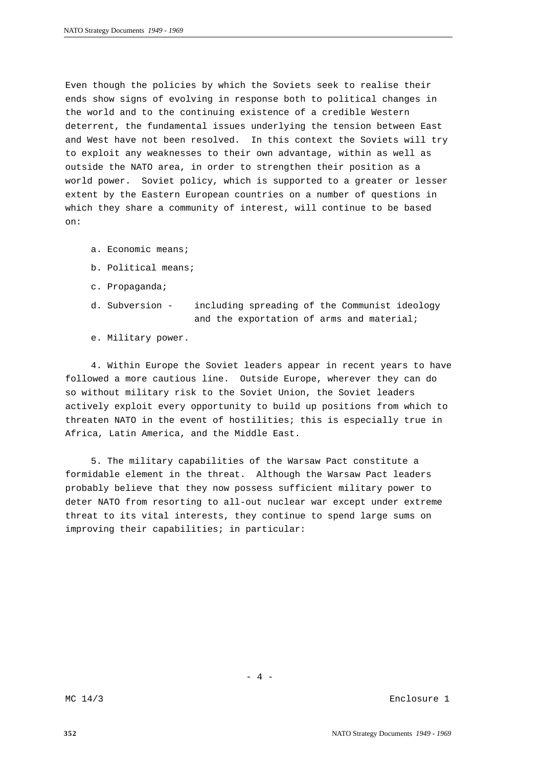Even though the policies by which the Soviets seek to realise their ends show signs of evolving in response both to political changes in the world and to the continuing existence of a credible Western deterrent, the fundamental issues underlying the tension between East and West have not been resolved. In this context the Soviets will try to exploit any weaknesses to their own advantage, within as well as outside the NATO area, in order to strengthen their position as a world power. Soviet policy, which is supported to a greater or lesser extent by the Eastern European countries on a number of questions in which they share a community of interest, will continue to be based on:

a. Economic means;

b. Political means;

c. Propaganda;

d. Subversion - including spreading of the Communist ideology and the exportation of arms and material;

e. Military power.

4. Within Europe the Soviet leaders appear in recent years to have followed a more cautious line. Outside Europe, wherever they can do so without military risk to the Soviet Union, the Soviet leaders actively exploit every opportunity to build up positions from which to threaten NATO in the event of hostilities; this is especially true in Africa, Latin America, and the Middle East.

5. The military capabilities of the Warsaw Pact constitute a formidable element in the threat. Although the Warsaw Pact leaders probably believe that they now possess sufficient military power to deter NATO from resorting to all-out nuclear war except under extreme threat to its vital interests, they continue to spend large sums on improving their capabilities; in particular: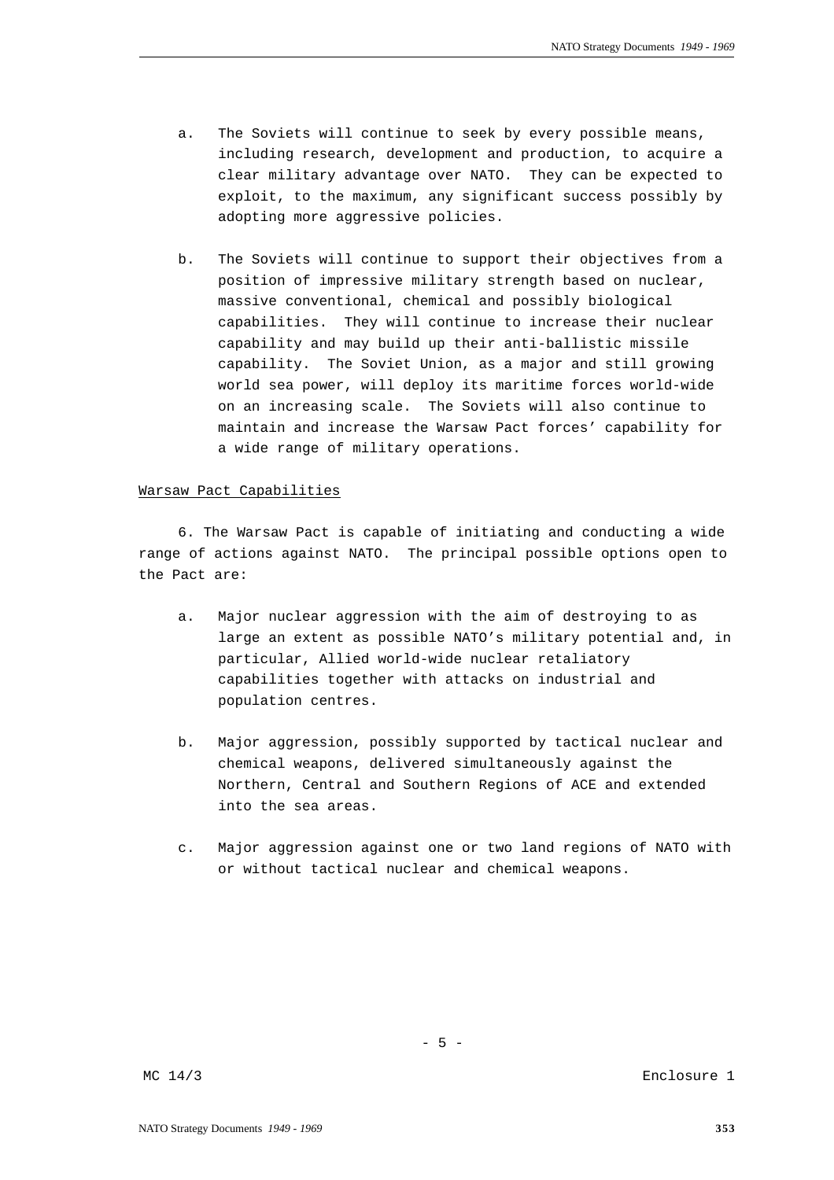a. The Soviets will continue to seek by every possible means, including research, development and production, to acquire a clear military advantage over NATO. They can be expected to exploit, to the maximum, any significant success possibly by adopting more aggressive policies.

b. The Soviets will continue to support their objectives from a position of impressive military strength based on nuclear, massive conventional, chemical and possibly biological capabilities. They will continue to increase their nuclear capability and may build up their anti-ballistic missile capability. The Soviet Union, as a major and still growing world sea power, will deploy its maritime forces world-wide on an increasing scale. The Soviets will also continue to maintain and increase the Warsaw Pact forces' capability for a wide range of military operations.

Warsaw Pact Capabilities

6. The Warsaw Pact is capable of initiating and conducting a wide range of actions against NATO. The principal possible options open to the Pact are:

a. Major nuclear aggression with the aim of destroying to as large an extent as possible NATO's military potential and, in particular, Allied world-wide nuclear retaliatory capabilities together with attacks on industrial and population centres.

b. Major aggression, possibly supported by tactical nuclear and chemical weapons, delivered simultaneously against the Northern, Central and Southern Regions of ACE and extended into the sea areas.

c. Major aggression against one or two land regions of NATO with or without tactical nuclear and chemical weapons.

MC 14/3 Enclosure 1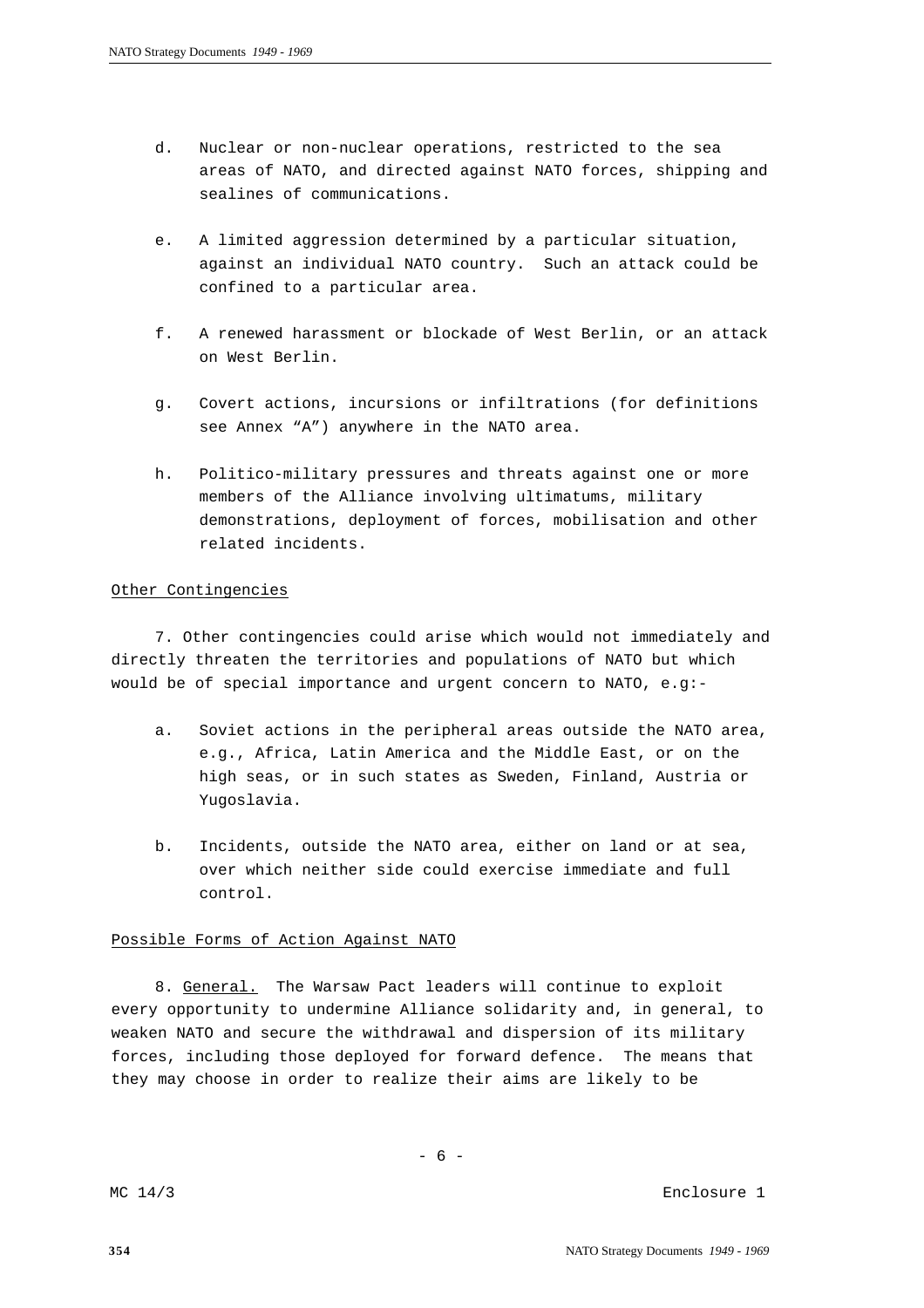d. Nuclear or non-nuclear operations, restricted to the sea areas of NATO, and directed against NATO forces, shipping and sealines of communications.

e. A limited aggression determined by a particular situation, against an individual NATO country. Such an attack could be confined to a particular area.

f. A renewed harassment or blockade of West Berlin, or an attack on West Berlin.

g. Covert actions, incursions or infiltrations (for definitions see Annex "A") anywhere in the NATO area.

h. Politico-military pressures and threats against one or more members of the Alliance involving ultimatums, military demonstrations, deployment of forces, mobilisation and other related incidents.

Other Contingencies

7. Other contingencies could arise which would not immediately and directly threaten the territories and populations of NATO but which would be of special importance and urgent concern to NATO, e.g:-

a. Soviet actions in the peripheral areas outside the NATO area, e.g., Africa, Latin America and the Middle East, or on the high seas, or in such states as Sweden, Finland, Austria or Yugoslavia.

b. Incidents, outside the NATO area, either on land or at sea, over which neither side could exercise immediate and full control.

Possible Forms of Action Against NATO

8. General. The Warsaw Pact leaders will continue to exploit every opportunity to undermine Alliance solidarity and, in general, to weaken NATO and secure the withdrawal and dispersion of its military forces, including those deployed for forward defence. The means that they may choose in order to realize their aims are likely to be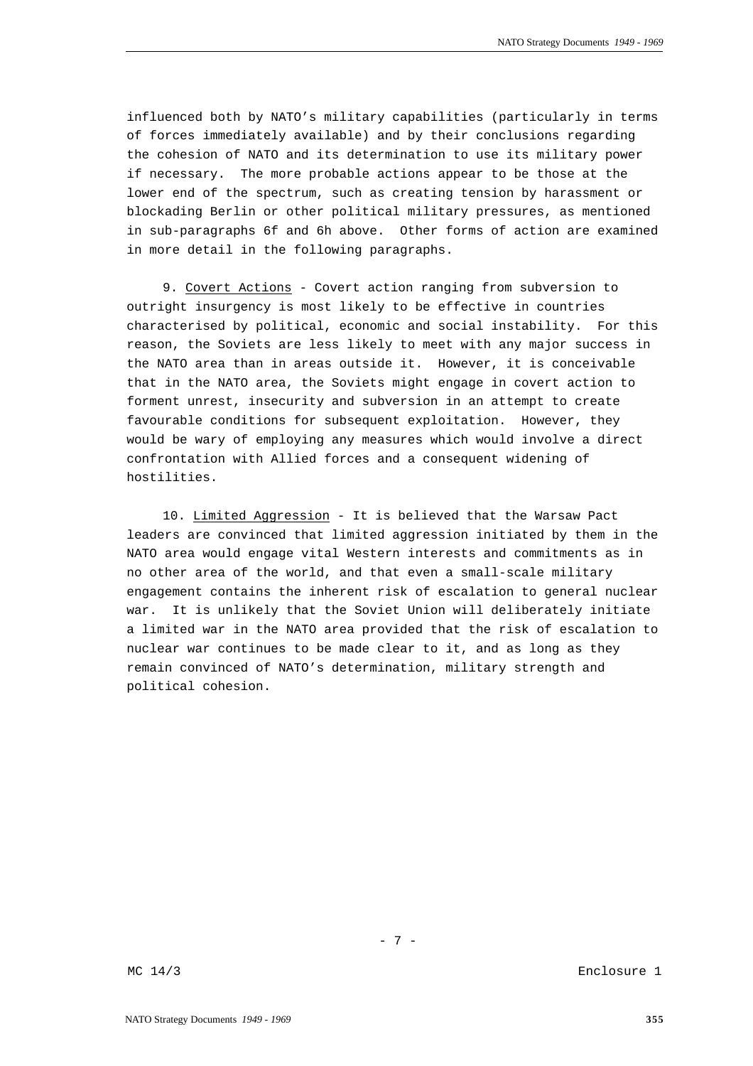influenced both by NATO’s military capabilities (particularly in terms of forces immediately available) and by their conclusions regarding the cohesion of NATO and its determination to use its military power if necessary. The more probable actions appear to be those at the lower end of the spectrum, such as creating tension by harassment or blockading Berlin or other political military pressures, as mentioned in sub-paragraphs 6f and 6h above. Other forms of action are examined in more detail in the following paragraphs.

9. Covert Actions - Covert action ranging from subversion to outright insurgency is most likely to be effective in countries characterised by political, economic and social instability. For this reason, the Soviets are less likely to meet with any major success in the NATO area than in areas outside it. However, it is conceivable that in the NATO area, the Soviets might engage in covert action to forment unrest, insecurity and subversion in an attempt to create favourable conditions for subsequent exploitation. However, they would be wary of employing any measures which would involve a direct confrontation with Allied forces and a consequent widening of hostilities.

10. Limited Aggression - It is believed that the Warsaw Pact leaders are convinced that limited aggression initiated by them in the NATO area would engage vital Western interests and commitments as in no other area of the world, and that even a small-scale military engagement contains the inherent risk of escalation to general nuclear war. It is unlikely that the Soviet Union will deliberately initiate a limited war in the NATO area provided that the risk of escalation to nuclear war continues to be made clear to it, and as long as they remain convinced of NATO’s determination, military strength and political cohesion.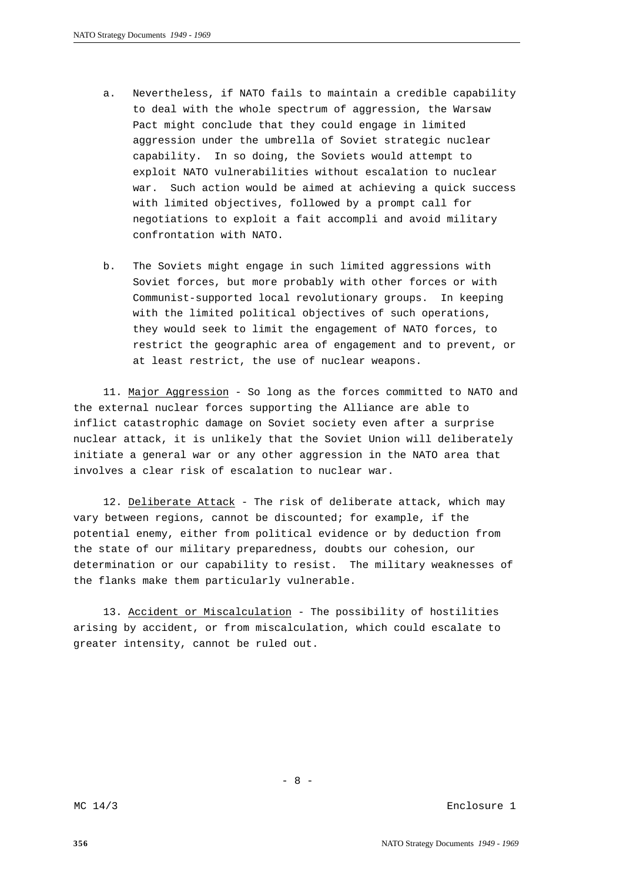a. Nevertheless, if NATO fails to maintain a credible capability to deal with the whole spectrum of aggression, the Warsaw Pact might conclude that they could engage in limited aggression under the umbrella of Soviet strategic nuclear capability. In so doing, the Soviets would attempt to exploit NATO vulnerabilities without escalation to nuclear war. Such action would be aimed at achieving a quick success with limited objectives, followed by a prompt call for negotiations to exploit a fait accompli and avoid military confrontation with NATO.

b. The Soviets might engage in such limited aggressions with Soviet forces, but more probably with other forces or with Communist-supported local revolutionary groups. In keeping with the limited political objectives of such operations, they would seek to limit the engagement of NATO forces, to restrict the geographic area of engagement and to prevent, or at least restrict, the use of nuclear weapons.

11. Major Aggression - So long as the forces committed to NATO and the external nuclear forces supporting the Alliance are able to inflict catastrophic damage on Soviet society even after a surprise nuclear attack, it is unlikely that the Soviet Union will deliberately initiate a general war or any other aggression in the NATO area that involves a clear risk of escalation to nuclear war.

12. Deliberate Attack - The risk of deliberate attack, which may vary between regions, cannot be discounted; for example, if the potential enemy, either from political evidence or by deduction from the state of our military preparedness, doubts our cohesion, our determination or our capability to resist. The military weaknesses of the flanks make them particularly vulnerable.

13. Accident or Miscalculation - The possibility of hostilities arising by accident, or from miscalculation, which could escalate to greater intensity, cannot be ruled out.

MC 14/3 Enclosure 1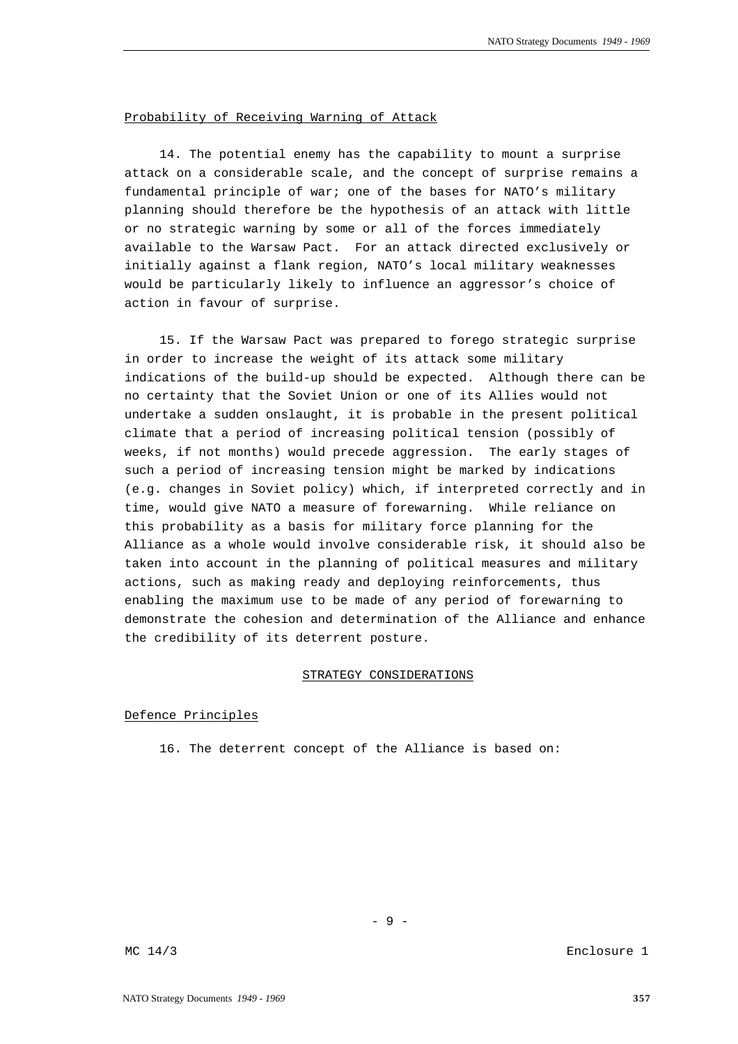Probability of Receiving Warning of Attack

14. The potential enemy has the capability to mount a surprise attack on a considerable scale, and the concept of surprise remains a fundamental principle of war; one of the bases for NATO's military planning should therefore be the hypothesis of an attack with little or no strategic warning by some or all of the forces immediately available to the Warsaw Pact. For an attack directed exclusively or initially against a flank region, NATO's local military weaknesses would be particularly likely to influence an aggressor's choice of action in favour of surprise.

15. If the Warsaw Pact was prepared to forego strategic surprise in order to increase the weight of its attack some military indications of the build-up should be expected. Although there can be no certainty that the Soviet Union or one of its Allies would not undertake a sudden onslaught, it is probable in the present political climate that a period of increasing political tension (possibly of weeks, if not months) would precede aggression. The early stages of such a period of increasing tension might be marked by indications (e.g. changes in Soviet policy) which, if interpreted correctly and in time, would give NATO a measure of forewarning. While reliance on this probability as a basis for military force planning for the Alliance as a whole would involve considerable risk, it should also be taken into account in the planning of political measures and military actions, such as making ready and deploying reinforcements, thus enabling the maximum use to be made of any period of forewarning to demonstrate the cohesion and determination of the Alliance and enhance the credibility of its deterrent posture.

## STRATEGY CONSIDERATIONS

Defence Principles

16. The deterrent concept of the Alliance is based on: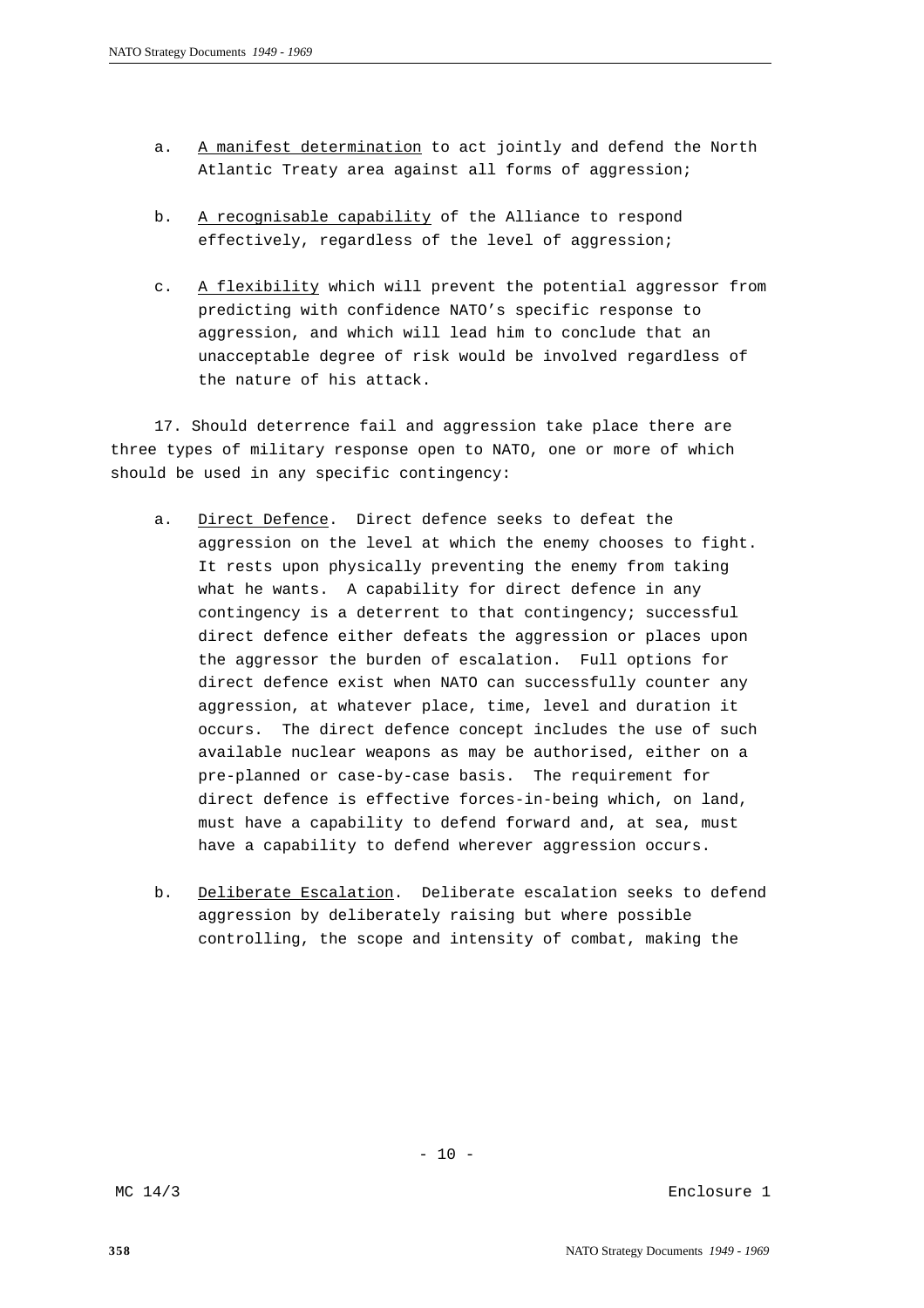a. <u>A manifest determination</u> to act jointly and defend the North Atlantic Treaty area against all forms of aggression;

b. <u>A recognisable capability</u> of the Alliance to respond effectively, regardless of the level of aggression;

c. <u>A flexibility</u> which will prevent the potential aggressor from predicting with confidence NATO's specific response to aggression, and which will lead him to conclude that an unacceptable degree of risk would be involved regardless of the nature of his attack.

17. Should deterrence fail and aggression take place there are three types of military response open to NATO, one or more of which should be used in any specific contingency:

a. <u>Direct Defence</u>. Direct defence seeks to defeat the aggression on the level at which the enemy chooses to fight. It rests upon physically preventing the enemy from taking what he wants. A capability for direct defence in any contingency is a deterrent to that contingency; successful direct defence either defeats the aggression or places upon the aggressor the burden of escalation. Full options for direct defence exist when NATO can successfully counter any aggression, at whatever place, time, level and duration it occurs. The direct defence concept includes the use of such available nuclear weapons as may be authorised, either on a pre-planned or case-by-case basis. The requirement for direct defence is effective forces-in-being which, on land, must have a capability to defend forward and, at sea, must have a capability to defend wherever aggression occurs.

b. <u>Deliberate Escalation</u>. Deliberate escalation seeks to defend aggression by deliberately raising but where possible controlling, the scope and intensity of combat, making the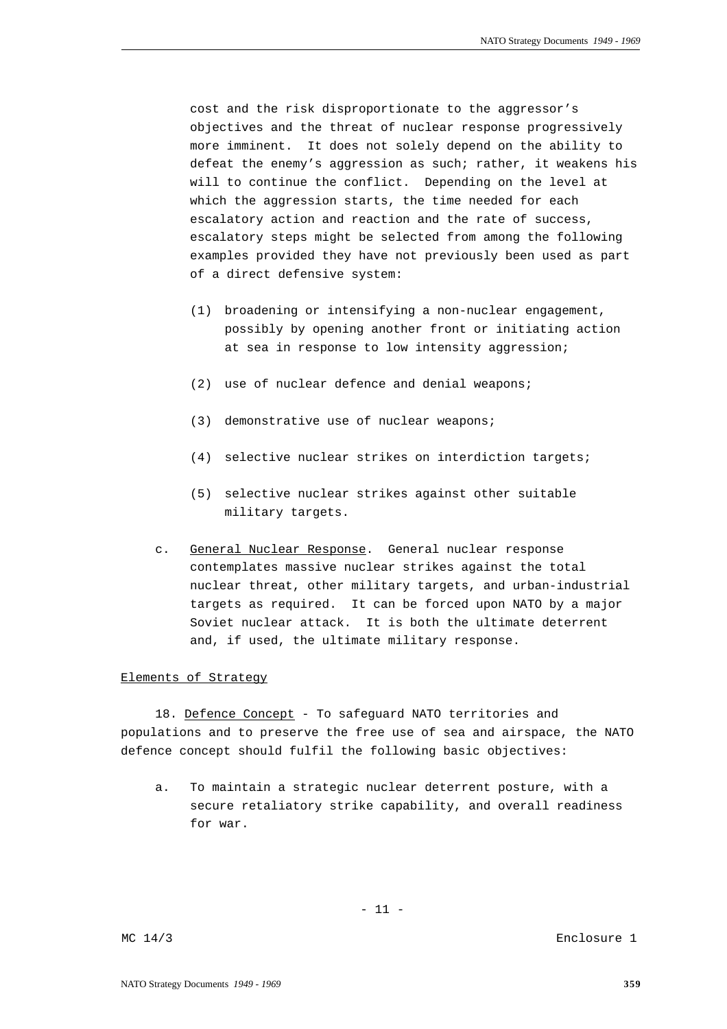cost and the risk disproportionate to the aggressor's objectives and the threat of nuclear response progressively more imminent. It does not solely depend on the ability to defeat the enemy's aggression as such; rather, it weakens his will to continue the conflict. Depending on the level at which the aggression starts, the time needed for each escalatory action and reaction and the rate of success, escalatory steps might be selected from among the following examples provided they have not previously been used as part of a direct defensive system:

(1) broadening or intensifying a non-nuclear engagement, possibly by opening another front or initiating action at sea in response to low intensity aggression;

(2) use of nuclear defence and denial weapons;

(3) demonstrative use of nuclear weapons;

(4) selective nuclear strikes on interdiction targets;

(5) selective nuclear strikes against other suitable military targets.

c. General Nuclear Response. General nuclear response contemplates massive nuclear strikes against the total nuclear threat, other military targets, and urban-industrial targets as required. It can be forced upon NATO by a major Soviet nuclear attack. It is both the ultimate deterrent and, if used, the ultimate military response.

Elements of Strategy

18. Defence Concept - To safeguard NATO territories and populations and to preserve the free use of sea and airspace, the NATO defence concept should fulfil the following basic objectives:

a. To maintain a strategic nuclear deterrent posture, with a secure retaliatory strike capability, and overall readiness for war.

MC 14/3 Enclosure 1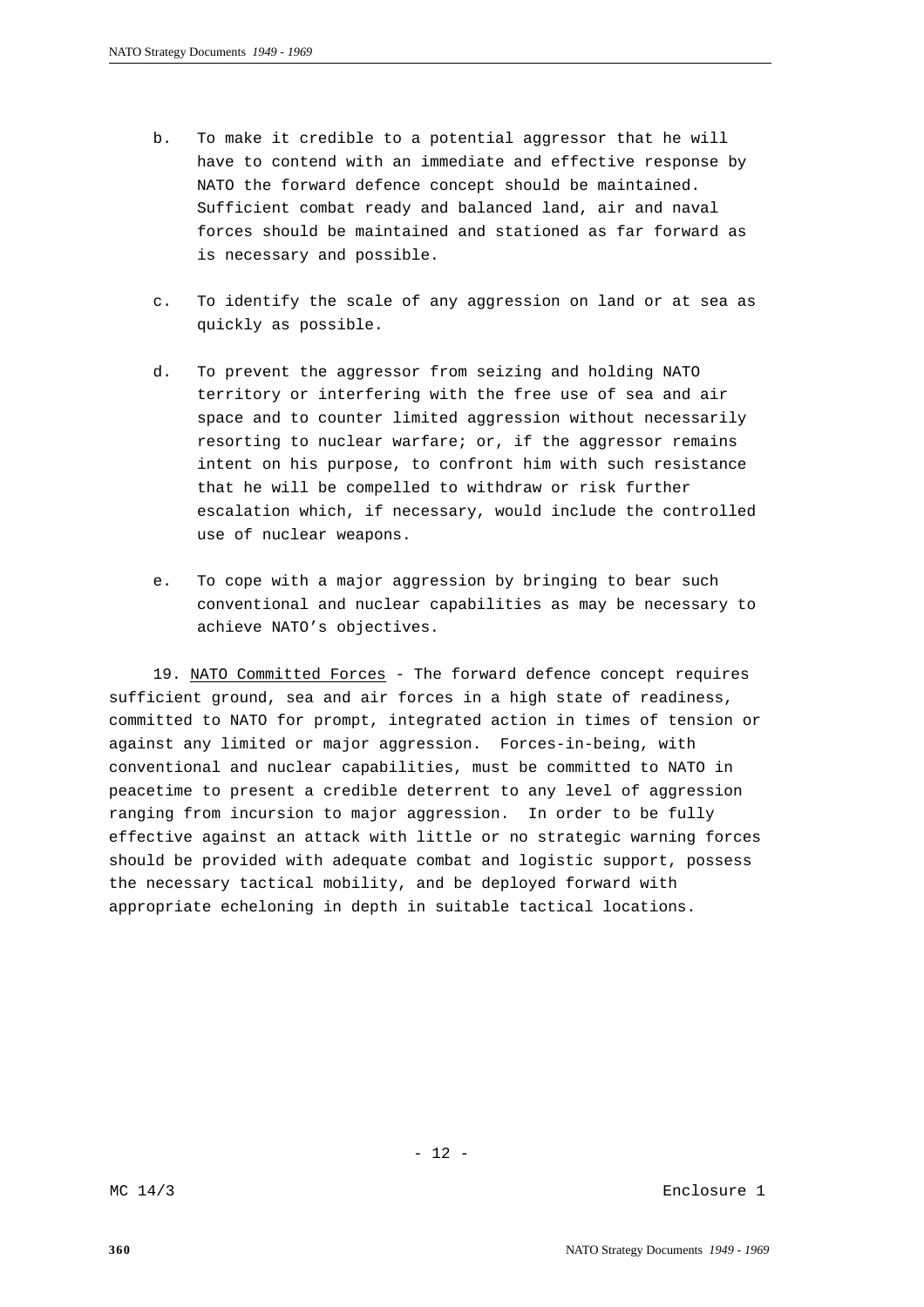b. To make it credible to a potential aggressor that he will have to contend with an immediate and effective response by NATO the forward defence concept should be maintained. Sufficient combat ready and balanced land, air and naval forces should be maintained and stationed as far forward as is necessary and possible.

c. To identify the scale of any aggression on land or at sea as quickly as possible.

d. To prevent the aggressor from seizing and holding NATO territory or interfering with the free use of sea and air space and to counter limited aggression without necessarily resorting to nuclear warfare; or, if the aggressor remains intent on his purpose, to confront him with such resistance that he will be compelled to withdraw or risk further escalation which, if necessary, would include the controlled use of nuclear weapons.

e. To cope with a major aggression by bringing to bear such conventional and nuclear capabilities as may be necessary to achieve NATO's objectives.

19. NATO Committed Forces - The forward defence concept requires sufficient ground, sea and air forces in a high state of readiness, committed to NATO for prompt, integrated action in times of tension or against any limited or major aggression. Forces-in-being, with conventional and nuclear capabilities, must be committed to NATO in peacetime to present a credible deterrent to any level of aggression ranging from incursion to major aggression. In order to be fully effective against an attack with little or no strategic warning forces should be provided with adequate combat and logistic support, possess the necessary tactical mobility, and be deployed forward with appropriate echeloning in depth in suitable tactical locations.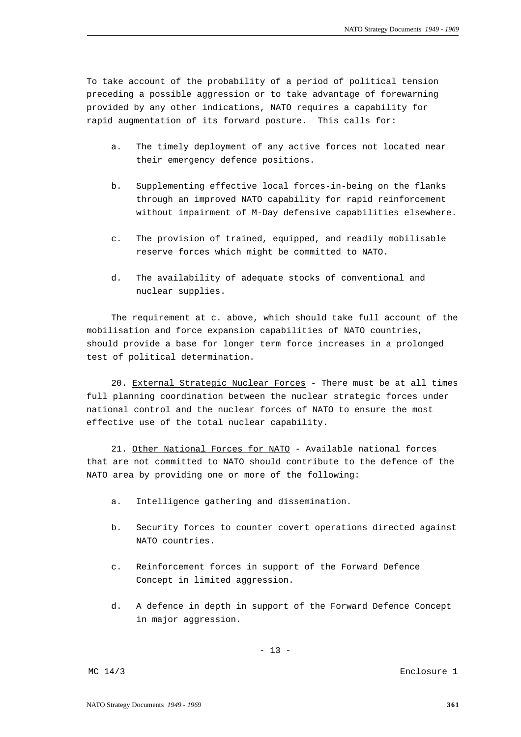To take account of the probability of a period of political tension preceding a possible aggression or to take advantage of forewarning provided by any other indications, NATO requires a capability for rapid augmentation of its forward posture. This calls for:

a. The timely deployment of any active forces not located near their emergency defence positions.

b. Supplementing effective local forces-in-being on the flanks through an improved NATO capability for rapid reinforcement without impairment of M-Day defensive capabilities elsewhere.

c. The provision of trained, equipped, and readily mobilisable reserve forces which might be committed to NATO.

d. The availability of adequate stocks of conventional and nuclear supplies.

The requirement at c. above, which should take full account of the mobilisation and force expansion capabilities of NATO countries, should provide a base for longer term force increases in a prolonged test of political determination.

20. External Strategic Nuclear Forces - There must be at all times full planning coordination between the nuclear strategic forces under national control and the nuclear forces of NATO to ensure the most effective use of the total nuclear capability.

21. Other National Forces for NATO - Available national forces that are not committed to NATO should contribute to the defence of the NATO area by providing one or more of the following:

a. Intelligence gathering and dissemination.

b. Security forces to counter covert operations directed against NATO countries.

c. Reinforcement forces in support of the Forward Defence Concept in limited aggression.

d. A defence in depth in support of the Forward Defence Concept in major aggression.

MC 14/3 Enclosure 1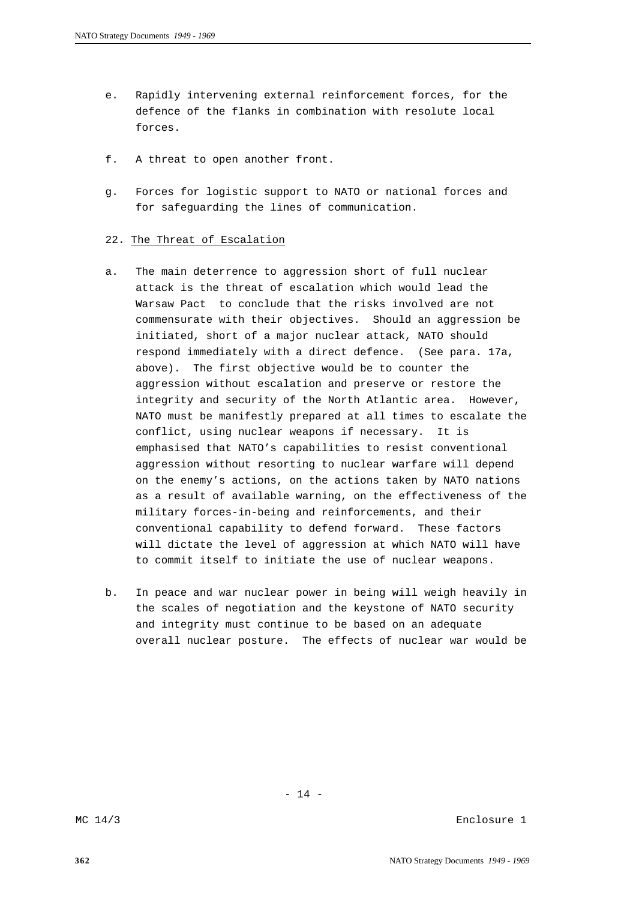e. Rapidly intervening external reinforcement forces, for the defence of the flanks in combination with resolute local forces.

f. A threat to open another front.

g. Forces for logistic support to NATO or national forces and for safeguarding the lines of communication.

22. <u>The Threat of Escalation</u>

a. The main deterrence to aggression short of full nuclear attack is the threat of escalation which would lead the Warsaw Pact to conclude that the risks involved are not commensurate with their objectives. Should an aggression be initiated, short of a major nuclear attack, NATO should respond immediately with a direct defence. (See para. 17a, above). The first objective would be to counter the aggression without escalation and preserve or restore the integrity and security of the North Atlantic area. However, NATO must be manifestly prepared at all times to escalate the conflict, using nuclear weapons if necessary. It is emphasised that NATO's capabilities to resist conventional aggression without resorting to nuclear warfare will depend on the enemy's actions, on the actions taken by NATO nations as a result of available warning, on the effectiveness of the military forces-in-being and reinforcements, and their conventional capability to defend forward. These factors will dictate the level of aggression at which NATO will have to commit itself to initiate the use of nuclear weapons.

b. In peace and war nuclear power in being will weigh heavily in the scales of negotiation and the keystone of NATO security and integrity must continue to be based on an adequate overall nuclear posture. The effects of nuclear war would be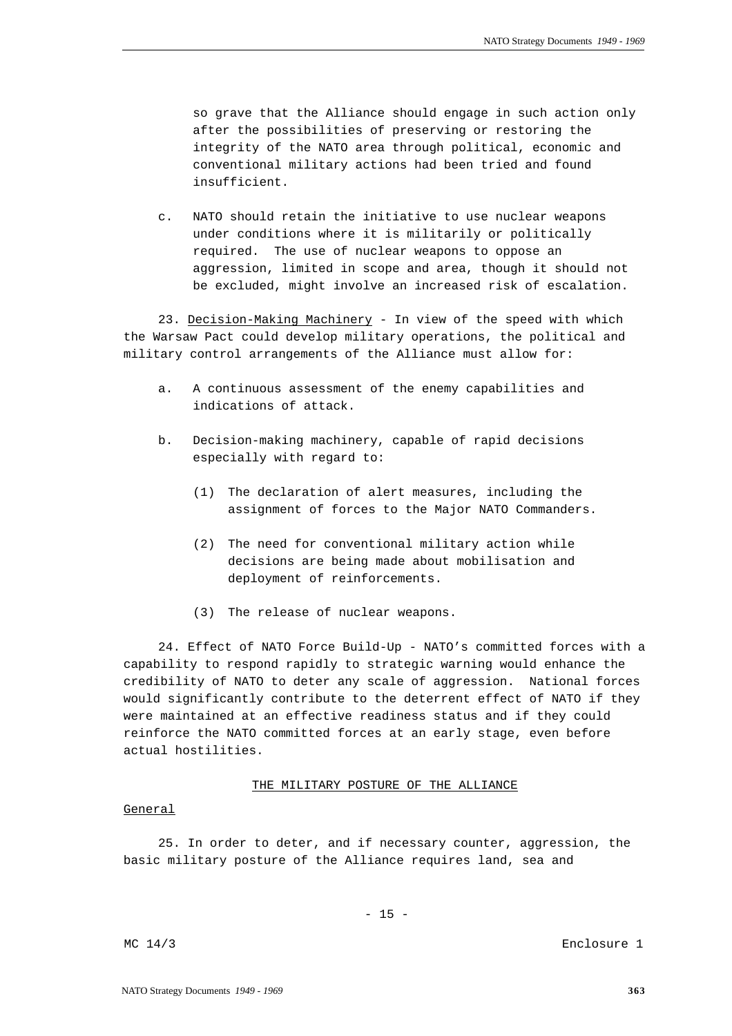so grave that the Alliance should engage in such action only after the possibilities of preserving or restoring the integrity of the NATO area through political, economic and conventional military actions had been tried and found insufficient.

c. NATO should retain the initiative to use nuclear weapons under conditions where it is militarily or politically required. The use of nuclear weapons to oppose an aggression, limited in scope and area, though it should not be excluded, might involve an increased risk of escalation.

23. Decision-Making Machinery - In view of the speed with which the Warsaw Pact could develop military operations, the political and military control arrangements of the Alliance must allow for:

a. A continuous assessment of the enemy capabilities and indications of attack.

b. Decision-making machinery, capable of rapid decisions especially with regard to:

(1) The declaration of alert measures, including the assignment of forces to the Major NATO Commanders.

(2) The need for conventional military action while decisions are being made about mobilisation and deployment of reinforcements.

(3) The release of nuclear weapons.

24. Effect of NATO Force Build-Up - NATO's committed forces with a capability to respond rapidly to strategic warning would enhance the credibility of NATO to deter any scale of aggression. National forces would significantly contribute to the deterrent effect of NATO if they were maintained at an effective readiness status and if they could reinforce the NATO committed forces at an early stage, even before actual hostilities.

## THE MILITARY POSTURE OF THE ALLIANCE

### General

25. In order to deter, and if necessary counter, aggression, the basic military posture of the Alliance requires land, sea and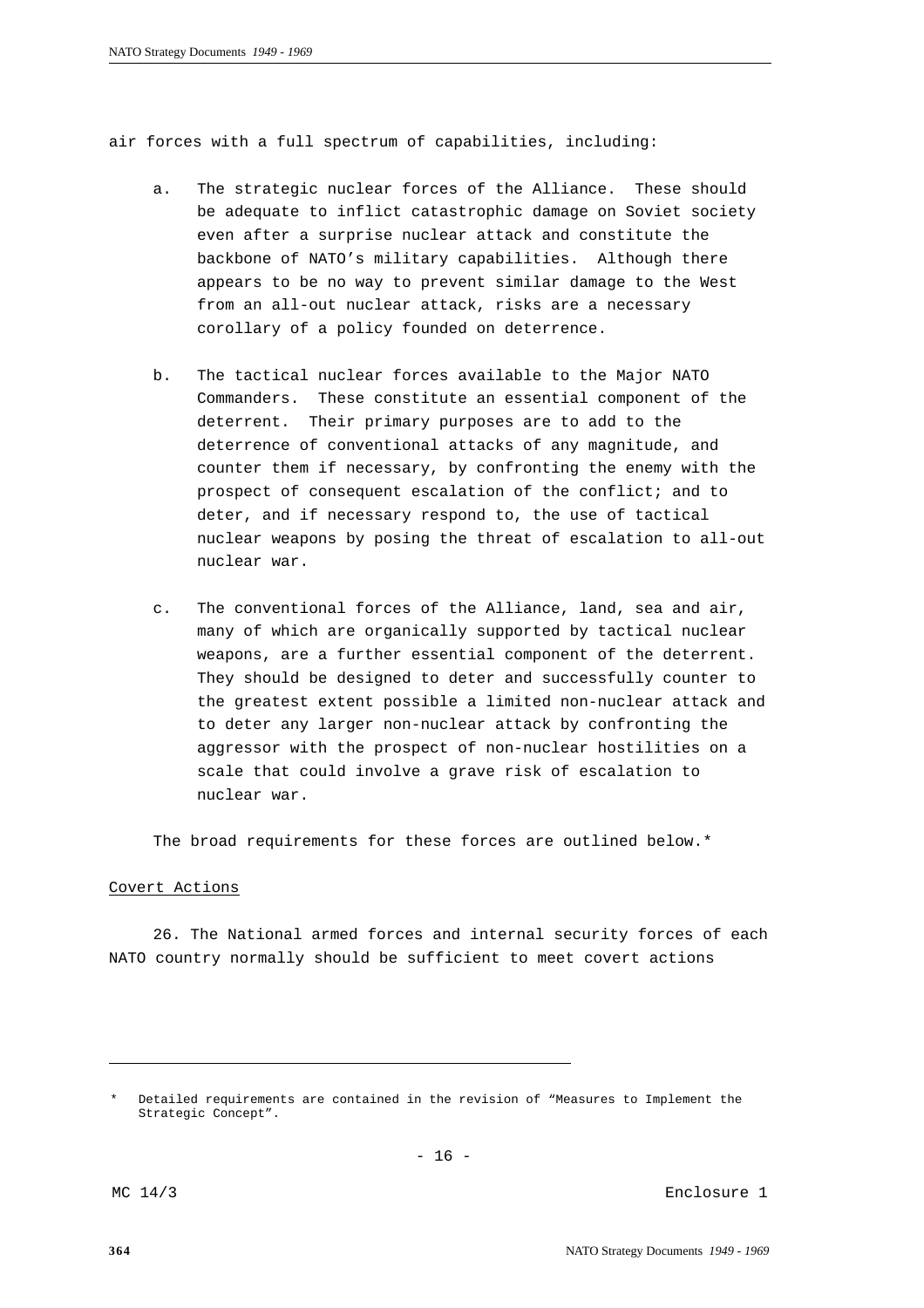air forces with a full spectrum of capabilities, including:

a. The strategic nuclear forces of the Alliance. These should be adequate to inflict catastrophic damage on Soviet society even after a surprise nuclear attack and constitute the backbone of NATO's military capabilities. Although there appears to be no way to prevent similar damage to the West from an all-out nuclear attack, risks are a necessary corollary of a policy founded on deterrence.

b. The tactical nuclear forces available to the Major NATO Commanders. These constitute an essential component of the deterrent. Their primary purposes are to add to the deterrence of conventional attacks of any magnitude, and counter them if necessary, by confronting the enemy with the prospect of consequent escalation of the conflict; and to deter, and if necessary respond to, the use of tactical nuclear weapons by posing the threat of escalation to all-out nuclear war.

c. The conventional forces of the Alliance, land, sea and air, many of which are organically supported by tactical nuclear weapons, are a further essential component of the deterrent. They should be designed to deter and successfully counter to the greatest extent possible a limited non-nuclear attack and to deter any larger non-nuclear attack by confronting the aggressor with the prospect of non-nuclear hostilities on a scale that could involve a grave risk of escalation to nuclear war.

The broad requirements for these forces are outlined below.*

<u>Covert Actions</u>

26. The National armed forces and internal security forces of each NATO country normally should be sufficient to meet covert actions

---

\* Detailed requirements are contained in the revision of "Measures to Implement the Strategic Concept".

MC 14/3 Enclosure 1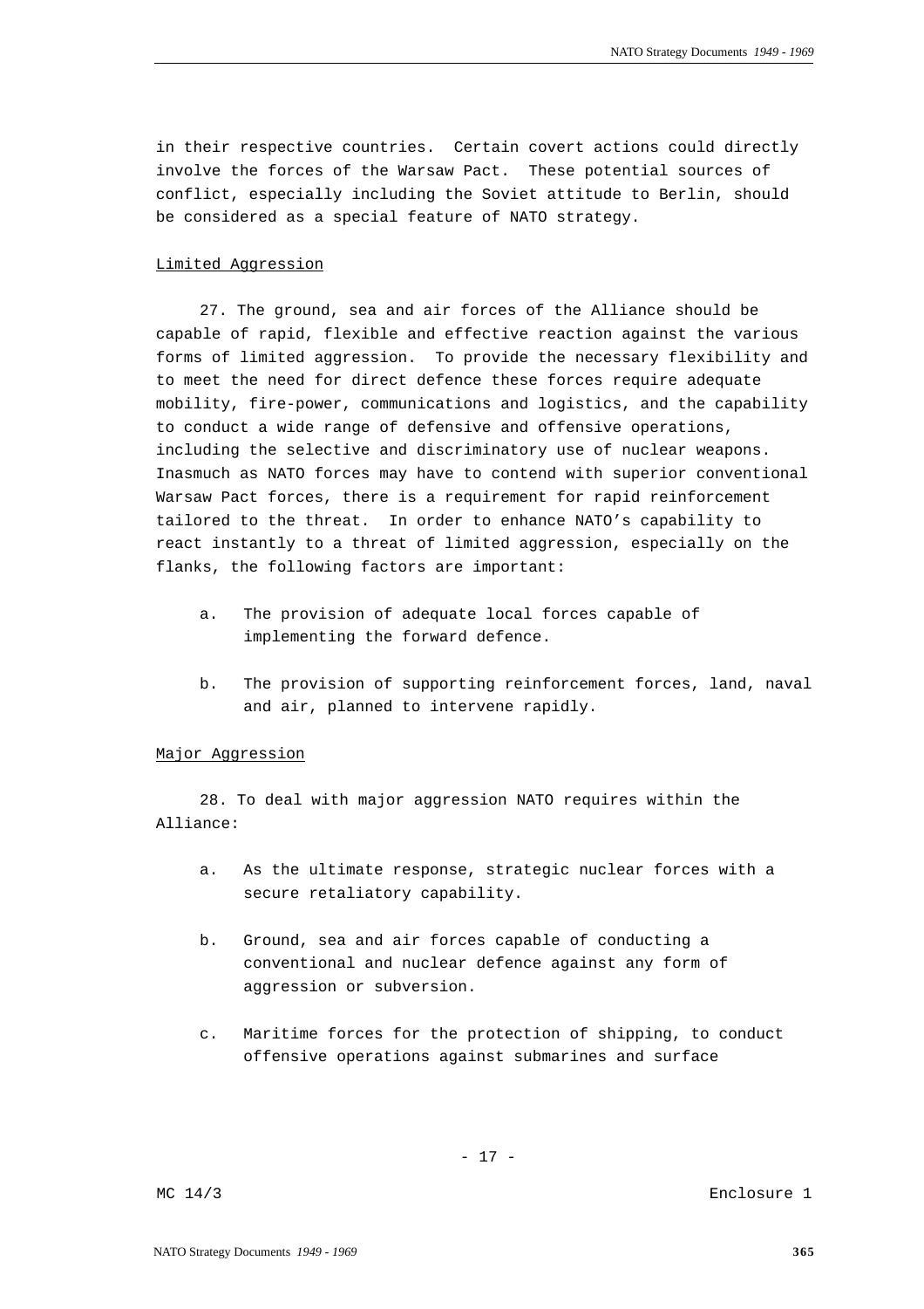in their respective countries. Certain covert actions could directly involve the forces of the Warsaw Pact. These potential sources of conflict, especially including the Soviet attitude to Berlin, should be considered as a special feature of NATO strategy.

<u>Limited Aggression</u>

27. The ground, sea and air forces of the Alliance should be capable of rapid, flexible and effective reaction against the various forms of limited aggression. To provide the necessary flexibility and to meet the need for direct defence these forces require adequate mobility, fire-power, communications and logistics, and the capability to conduct a wide range of defensive and offensive operations, including the selective and discriminatory use of nuclear weapons. Inasmuch as NATO forces may have to contend with superior conventional Warsaw Pact forces, there is a requirement for rapid reinforcement tailored to the threat. In order to enhance NATO's capability to react instantly to a threat of limited aggression, especially on the flanks, the following factors are important:

a. The provision of adequate local forces capable of implementing the forward defence.

b. The provision of supporting reinforcement forces, land, naval and air, planned to intervene rapidly.

<u>Major Aggression</u>

28. To deal with major aggression NATO requires within the Alliance:

a. As the ultimate response, strategic nuclear forces with a secure retaliatory capability.

b. Ground, sea and air forces capable of conducting a conventional and nuclear defence against any form of aggression or subversion.

c. Maritime forces for the protection of shipping, to conduct offensive operations against submarines and surface

MC 14/3 Enclosure 1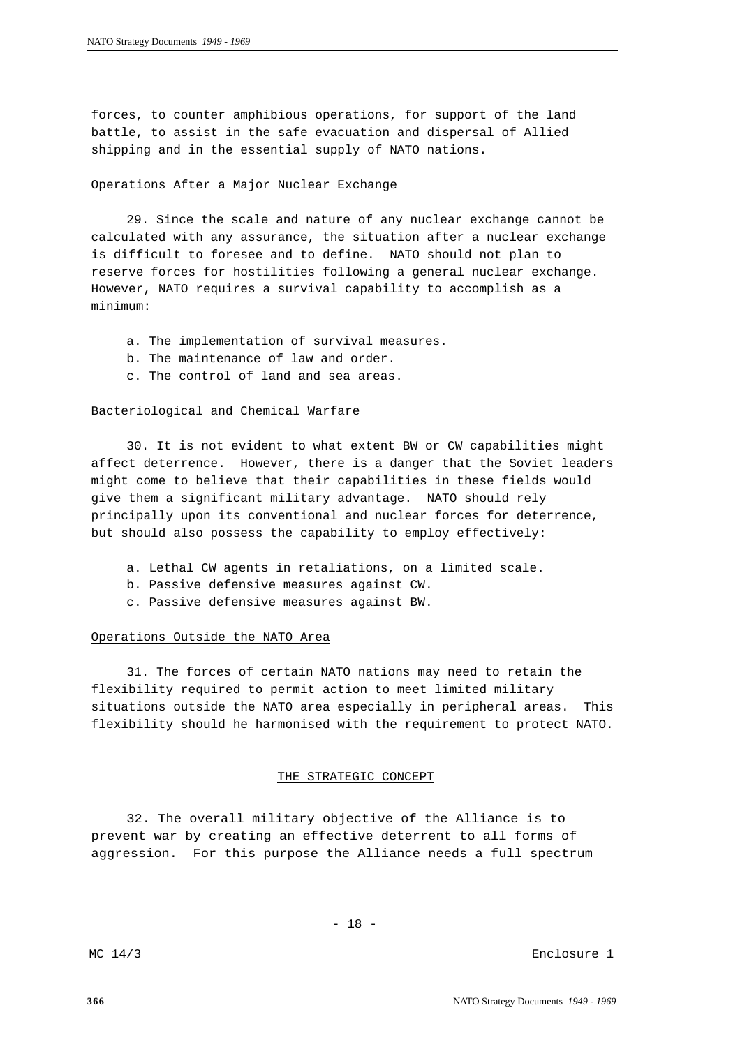forces, to counter amphibious operations, for support of the land battle, to assist in the safe evacuation and dispersal of Allied shipping and in the essential supply of NATO nations.

Operations After a Major Nuclear Exchange

29. Since the scale and nature of any nuclear exchange cannot be calculated with any assurance, the situation after a nuclear exchange is difficult to foresee and to define. NATO should not plan to reserve forces for hostilities following a general nuclear exchange. However, NATO requires a survival capability to accomplish as a minimum:

a. The implementation of survival measures.
b. The maintenance of law and order.
c. The control of land and sea areas.

Bacteriological and Chemical Warfare

30. It is not evident to what extent BW or CW capabilities might affect deterrence. However, there is a danger that the Soviet leaders might come to believe that their capabilities in these fields would give them a significant military advantage. NATO should rely principally upon its conventional and nuclear forces for deterrence, but should also possess the capability to employ effectively:

a. Lethal CW agents in retaliations, on a limited scale.
b. Passive defensive measures against CW.
c. Passive defensive measures against BW.

Operations Outside the NATO Area

31. The forces of certain NATO nations may need to retain the flexibility required to permit action to meet limited military situations outside the NATO area especially in peripheral areas. This flexibility should he harmonised with the requirement to protect NATO.

## THE STRATEGIC CONCEPT

32. The overall military objective of the Alliance is to prevent war by creating an effective deterrent to all forms of aggression. For this purpose the Alliance needs a full spectrum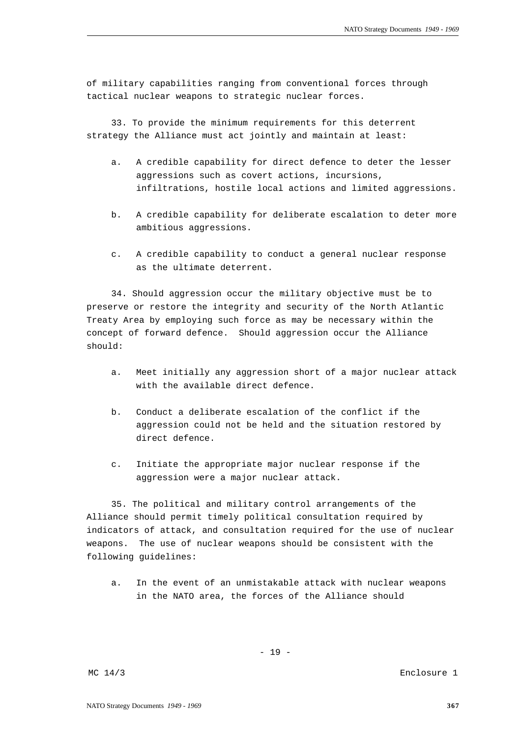of military capabilities ranging from conventional forces through tactical nuclear weapons to strategic nuclear forces.

33. To provide the minimum requirements for this deterrent strategy the Alliance must act jointly and maintain at least:

a. A credible capability for direct defence to deter the lesser aggressions such as covert actions, incursions, infiltrations, hostile local actions and limited aggressions.

b. A credible capability for deliberate escalation to deter more ambitious aggressions.

c. A credible capability to conduct a general nuclear response as the ultimate deterrent.

34. Should aggression occur the military objective must be to preserve or restore the integrity and security of the North Atlantic Treaty Area by employing such force as may be necessary within the concept of forward defence. Should aggression occur the Alliance should:

a. Meet initially any aggression short of a major nuclear attack with the available direct defence.

b. Conduct a deliberate escalation of the conflict if the aggression could not be held and the situation restored by direct defence.

c. Initiate the appropriate major nuclear response if the aggression were a major nuclear attack.

35. The political and military control arrangements of the Alliance should permit timely political consultation required by indicators of attack, and consultation required for the use of nuclear weapons. The use of nuclear weapons should be consistent with the following guidelines:

a. In the event of an unmistakable attack with nuclear weapons in the NATO area, the forces of the Alliance should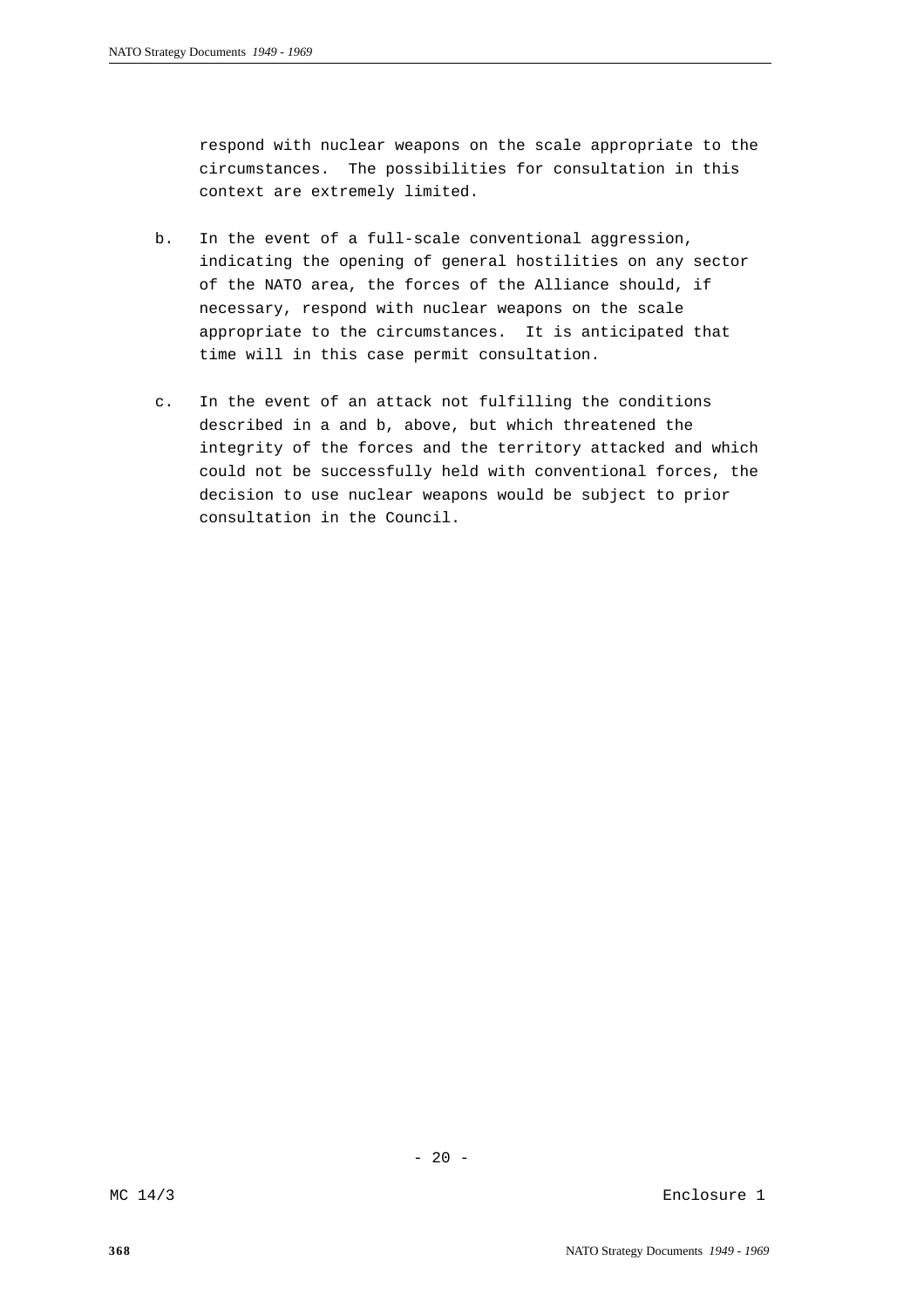respond with nuclear weapons on the scale appropriate to the circumstances. The possibilities for consultation in this context are extremely limited.

b. In the event of a full-scale conventional aggression, indicating the opening of general hostilities on any sector of the NATO area, the forces of the Alliance should, if necessary, respond with nuclear weapons on the scale appropriate to the circumstances. It is anticipated that time will in this case permit consultation.

c. In the event of an attack not fulfilling the conditions described in a and b, above, but which threatened the integrity of the forces and the territory attacked and which could not be successfully held with conventional forces, the decision to use nuclear weapons would be subject to prior consultation in the Council.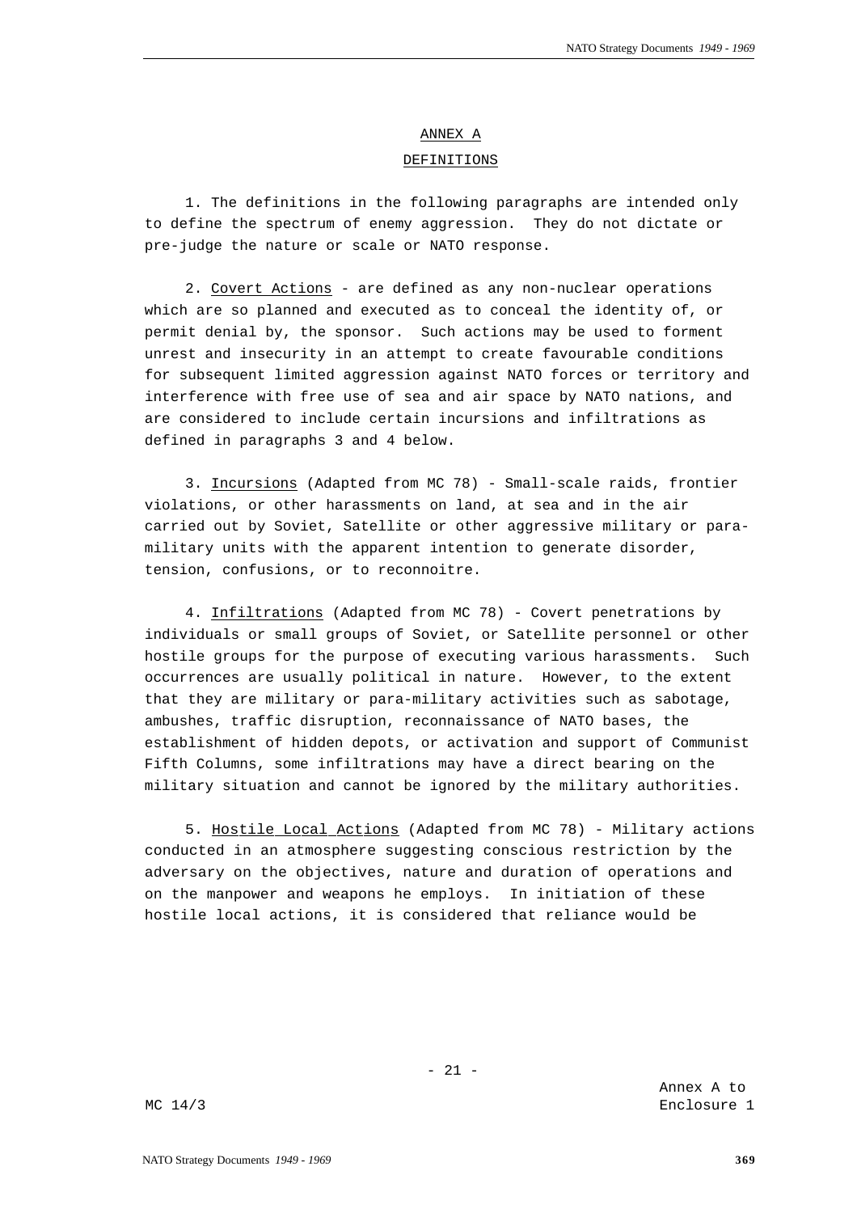## ANNEX A

## DEFINITIONS

1. The definitions in the following paragraphs are intended only to define the spectrum of enemy aggression. They do not dictate or pre-judge the nature or scale or NATO response.

2. Covert Actions - are defined as any non-nuclear operations which are so planned and executed as to conceal the identity of, or permit denial by, the sponsor. Such actions may be used to forment unrest and insecurity in an attempt to create favourable conditions for subsequent limited aggression against NATO forces or territory and interference with free use of sea and air space by NATO nations, and are considered to include certain incursions and infiltrations as defined in paragraphs 3 and 4 below.

3. Incursions (Adapted from MC 78) - Small-scale raids, frontier violations, or other harassments on land, at sea and in the air carried out by Soviet, Satellite or other aggressive military or para-military units with the apparent intention to generate disorder, tension, confusions, or to reconnoitre.

4. Infiltrations (Adapted from MC 78) - Covert penetrations by individuals or small groups of Soviet, or Satellite personnel or other hostile groups for the purpose of executing various harassments. Such occurrences are usually political in nature. However, to the extent that they are military or para-military activities such as sabotage, ambushes, traffic disruption, reconnaissance of NATO bases, the establishment of hidden depots, or activation and support of Communist Fifth Columns, some infiltrations may have a direct bearing on the military situation and cannot be ignored by the military authorities.

5. Hostile Local Actions (Adapted from MC 78) - Military actions conducted in an atmosphere suggesting conscious restriction by the adversary on the objectives, nature and duration of operations and on the manpower and weapons he employs. In initiation of these hostile local actions, it is considered that reliance would be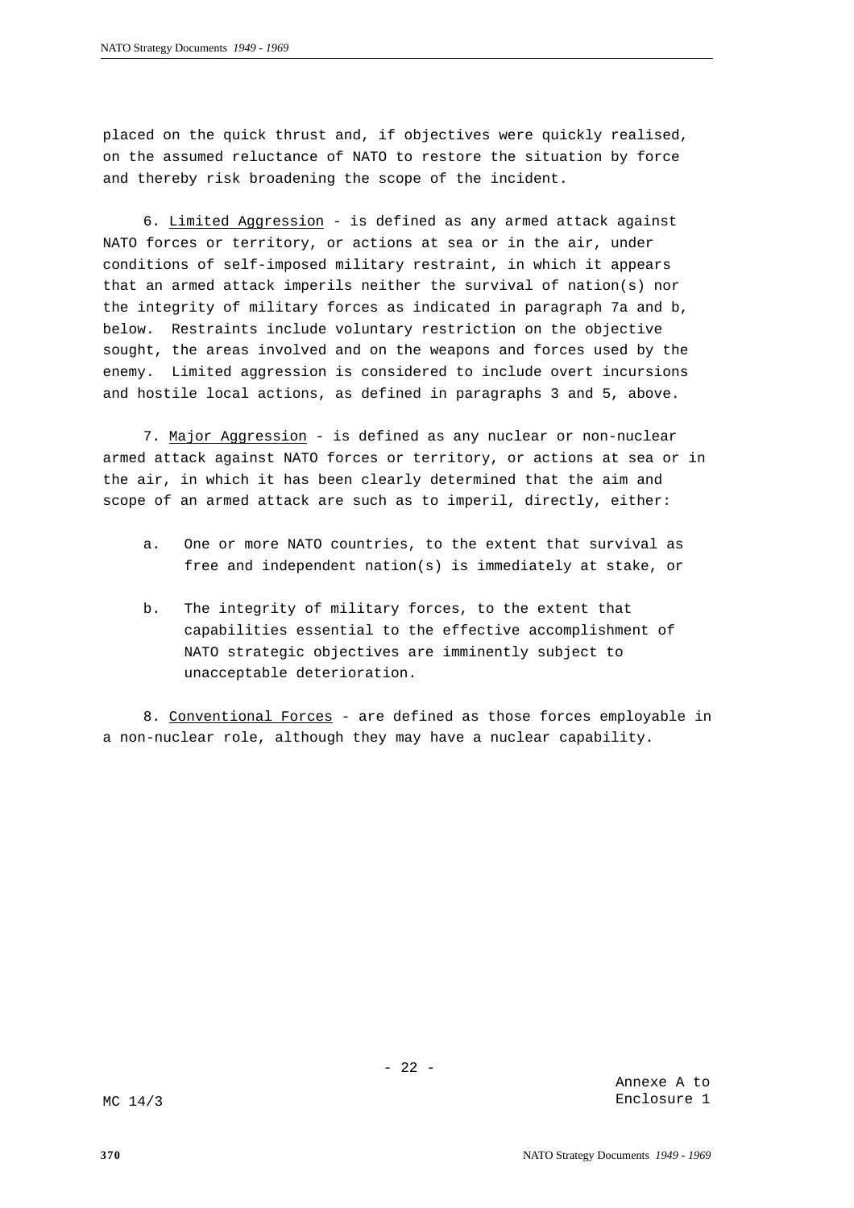placed on the quick thrust and, if objectives were quickly realised, on the assumed reluctance of NATO to restore the situation by force and thereby risk broadening the scope of the incident.

6. Limited Aggression - is defined as any armed attack against NATO forces or territory, or actions at sea or in the air, under conditions of self-imposed military restraint, in which it appears that an armed attack imperils neither the survival of nation(s) nor the integrity of military forces as indicated in paragraph 7a and b, below. Restraints include voluntary restriction on the objective sought, the areas involved and on the weapons and forces used by the enemy. Limited aggression is considered to include overt incursions and hostile local actions, as defined in paragraphs 3 and 5, above.

7. Major Aggression - is defined as any nuclear or non-nuclear armed attack against NATO forces or territory, or actions at sea or in the air, in which it has been clearly determined that the aim and scope of an armed attack are such as to imperil, directly, either:

a. One or more NATO countries, to the extent that survival as free and independent nation(s) is immediately at stake, or

b. The integrity of military forces, to the extent that capabilities essential to the effective accomplishment of NATO strategic objectives are imminently subject to unacceptable deterioration.

8. Conventional Forces - are defined as those forces employable in a non-nuclear role, although they may have a nuclear capability.

Annexe A to
Enclosure 1

MC 14/3